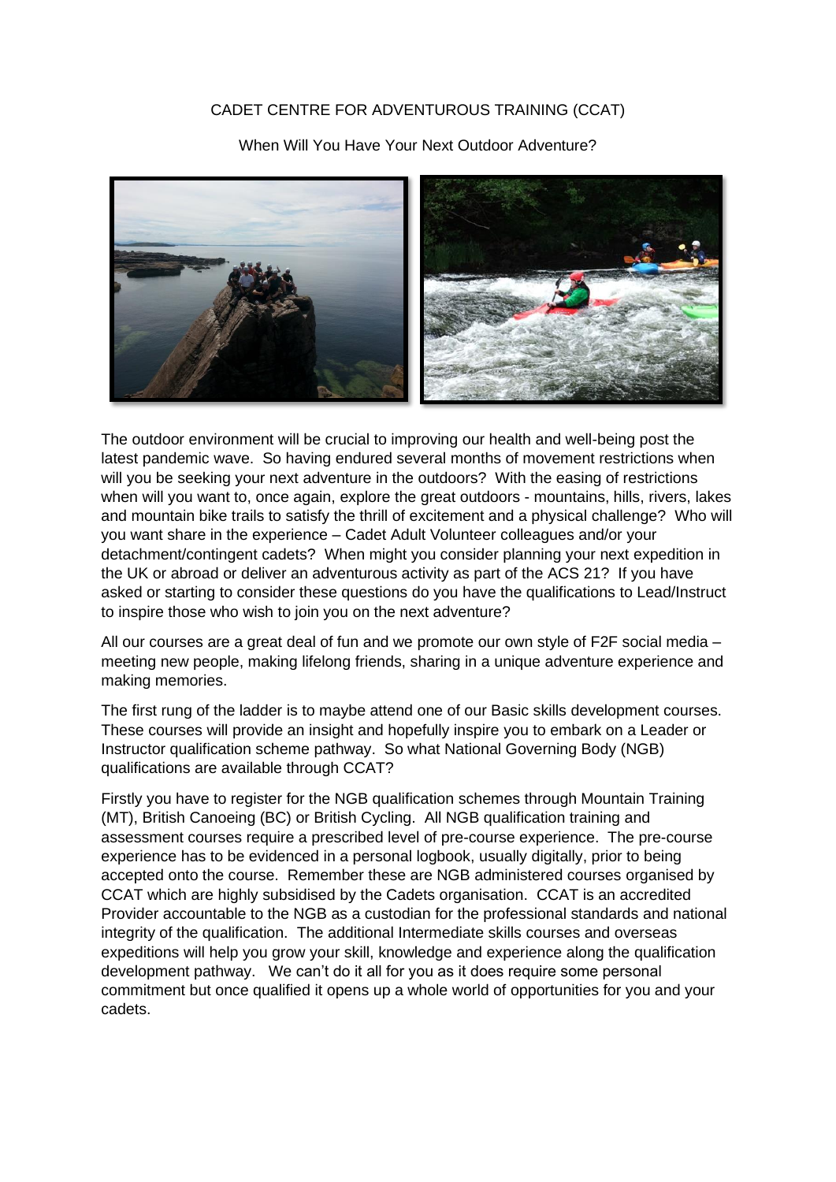# CADET CENTRE FOR ADVENTUROUS TRAINING (CCAT)

## When Will You Have Your Next Outdoor Adventure?

The outdoor environment will be crucial to improving our health and well-being post the latest pandemic wave. So having endured several months of movement restrictions when will you be seeking your next adventure in the outdoors? With the easing of restrictions when will you want to, once again, explore the great outdoors - mountains, hills, rivers, lakes and mountain bike trails to satisfy the thrill of excitement and a physical challenge? Who will you want share in the experience – Cadet Adult Volunteer colleagues and/or your detachment/contingent cadets? When might you consider planning your next expedition in the UK or abroad or deliver an adventurous activity as part of the ACS 21? If you have asked or starting to consider these questions do you have the qualifications to Lead/Instruct to inspire those who wish to join you on the next adventure?

All our courses are a great deal of fun and we promote our own style of F2F social media – meeting new people, making lifelong friends, sharing in a unique adventure experience and making memories.

The first rung of the ladder is to maybe attend one of our Basic skills development courses. These courses will provide an insight and hopefully inspire you to embark on a Leader or Instructor qualification scheme pathway. So what National Governing Body (NGB) qualifications are available through CCAT?

Firstly you have to register for the NGB qualification schemes through Mountain Training (MT), British Canoeing (BC) or British Cycling. All NGB qualification training and assessment courses require a prescribed level of pre-course experience. The pre-course experience has to be evidenced in a personal logbook, usually digitally, prior to being accepted onto the course. Remember these are NGB administered courses organised by CCAT which are highly subsidised by the Cadets organisation. CCAT is an accredited Provider accountable to the NGB as a custodian for the professional standards and national integrity of the qualification. The additional Intermediate skills courses and overseas expeditions will help you grow your skill, knowledge and experience along the qualification development pathway. We can't do it all for you as it does require some personal commitment but once qualified it opens up a whole world of opportunities for you and your cadets.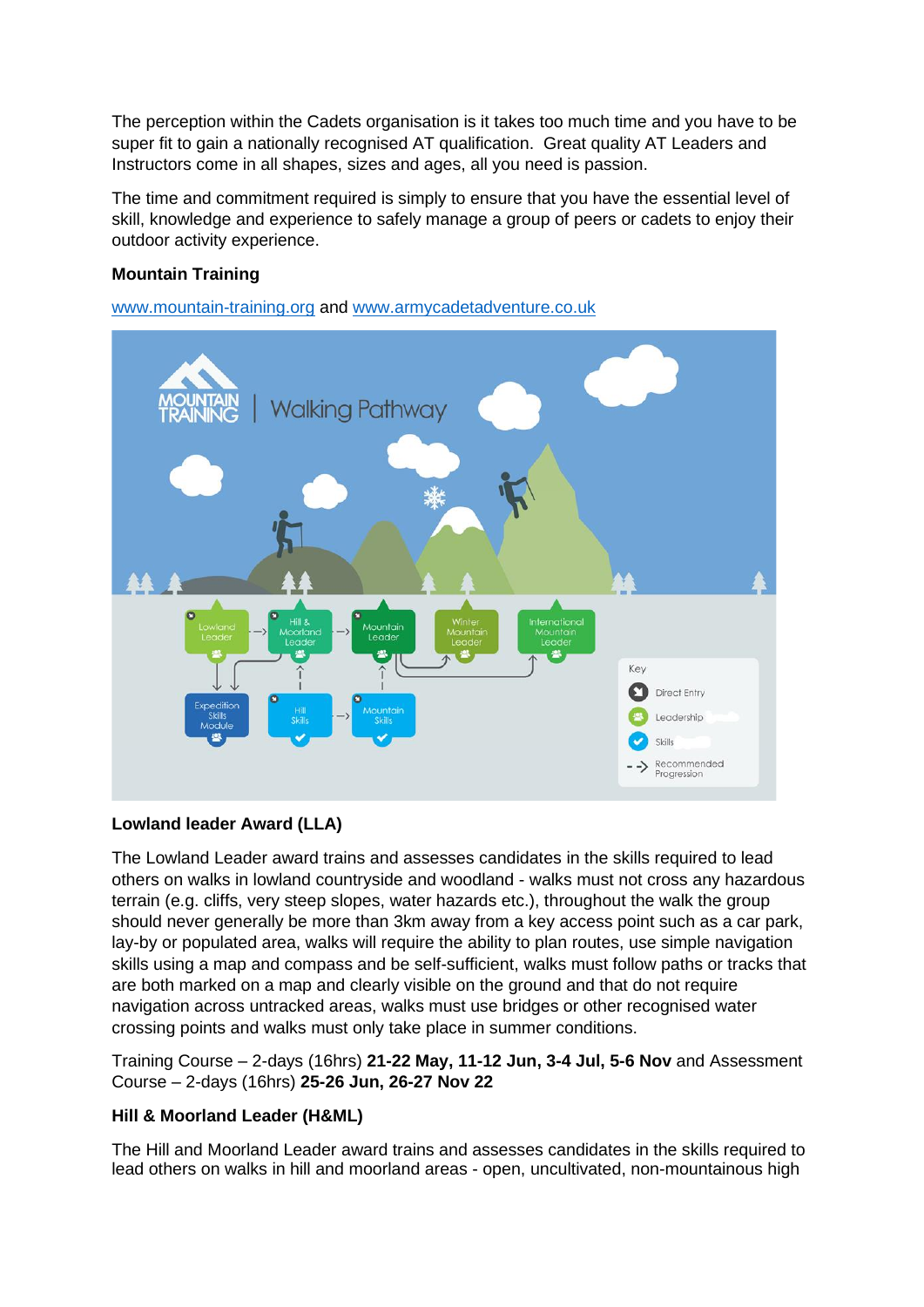The perception within the Cadets organisation is it takes too much time and you have to be super fit to gain a nationally recognised AT qualification.  Great quality AT Leaders and Instructors come in all shapes, sizes and ages, all you need is passion.

The time and commitment required is simply to ensure that you have the essential level of skill, knowledge and experience to safely manage a group of peers or cadets to enjoy their outdoor activity experience.

**Mountain Training**

www.mountain-training.org and www.armycadetadventure.co.uk

**Lowland leader Award (LLA)**

The Lowland Leader award trains and assesses candidates in the skills required to lead others on walks in lowland countryside and woodland - walks must not cross any hazardous terrain (e.g. cliffs, very steep slopes, water hazards etc.), throughout the walk the group should never generally be more than 3km away from a key access point such as a car park, lay-by or populated area, walks will require the ability to plan routes, use simple navigation skills using a map and compass and be self-sufficient, walks must follow paths or tracks that are both marked on a map and clearly visible on the ground and that do not require navigation across untracked areas, walks must use bridges or other recognised water crossing points and walks must only take place in summer conditions.

Training Course – 2-days (16hrs) **21-22 May, 11-12 Jun, 3-4 Jul, 5-6 Nov** and Assessment Course – 2-days (16hrs) **25-26 Jun, 26-27 Nov 22**

**Hill & Moorland Leader (H&ML)**

The Hill and Moorland Leader award trains and assesses candidates in the skills required to lead others on walks in hill and moorland areas - open, uncultivated, non-mountainous high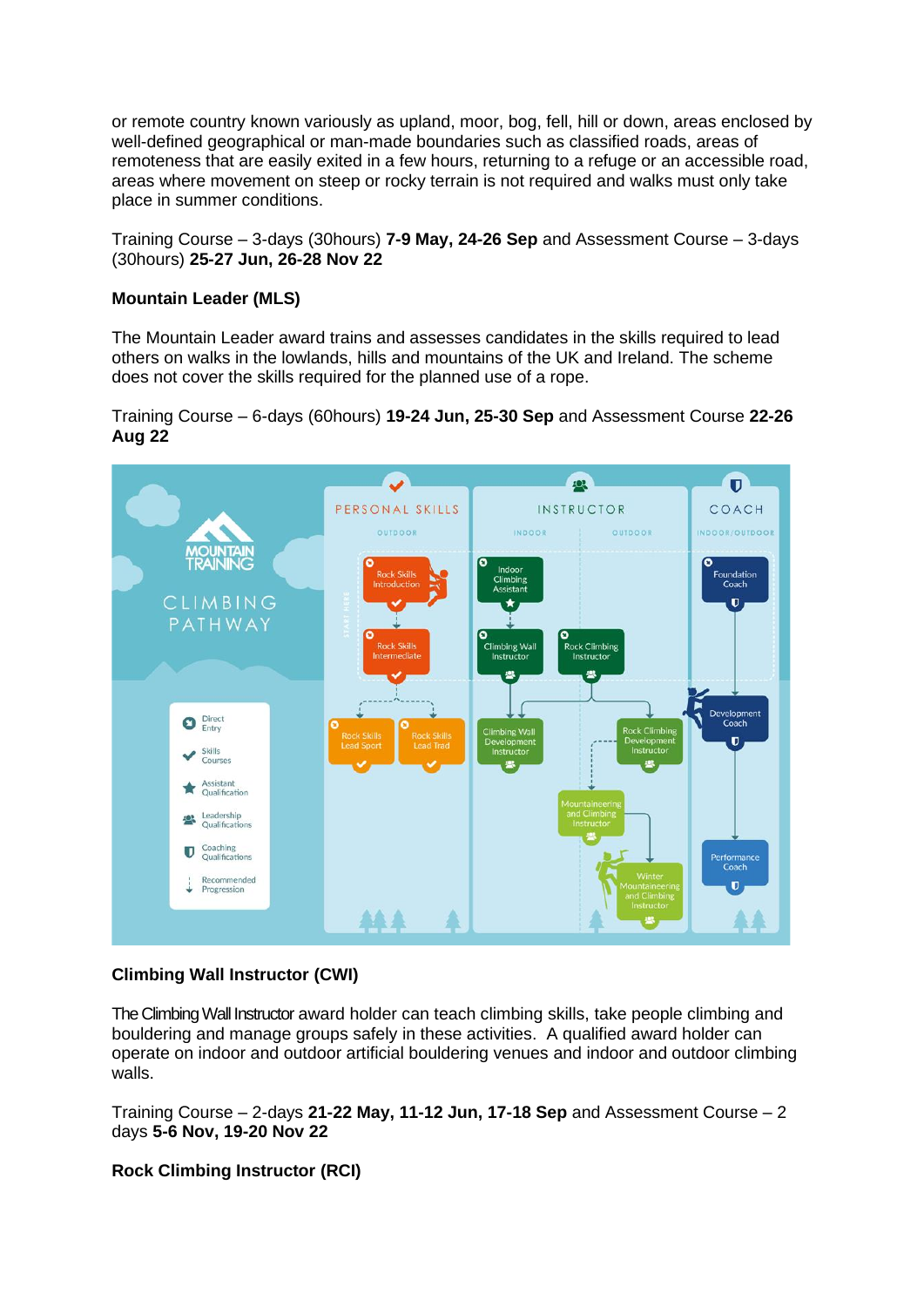or remote country known variously as upland, moor, bog, fell, hill or down, areas enclosed by well-defined geographical or man-made boundaries such as classified roads, areas of remoteness that are easily exited in a few hours, returning to a refuge or an accessible road, areas where movement on steep or rocky terrain is not required and walks must only take place in summer conditions.

Training Course – 3-days (30hours) **7-9 May, 24-26 Sep** and Assessment Course – 3-days (30hours) **25-27 Jun, 26-28 Nov 22**

**Mountain Leader (MLS)**

The Mountain Leader award trains and assesses candidates in the skills required to lead others on walks in the lowlands, hills and mountains of the UK and Ireland. The scheme does not cover the skills required for the planned use of a rope.

Training Course – 6-days (60hours) **19-24 Jun, 25-30 Sep** and Assessment Course **22-26 Aug 22**

**Climbing Wall Instructor (CWI)**

The Climbing Wall Instructor award holder can teach climbing skills, take people climbing and bouldering and manage groups safely in these activities. A qualified award holder can operate on indoor and outdoor artificial bouldering venues and indoor and outdoor climbing walls.

Training Course – 2-days **21-22 May, 11-12 Jun, 17-18 Sep** and Assessment Course – 2 days **5-6 Nov, 19-20 Nov 22**

**Rock Climbing Instructor (RCI)**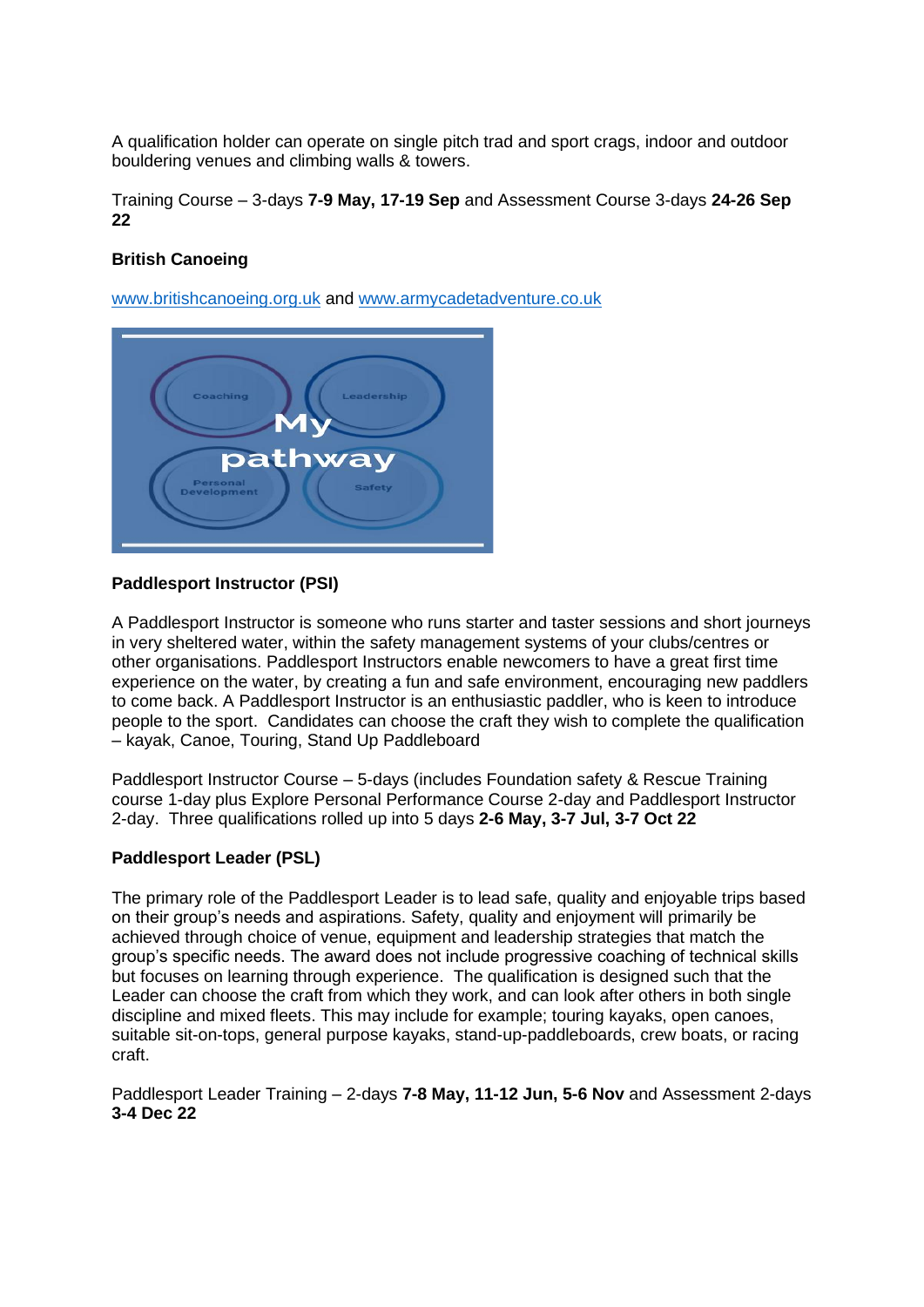A qualification holder can operate on single pitch trad and sport crags, indoor and outdoor bouldering venues and climbing walls & towers.

Training Course – 3-days **7-9 May, 17-19 Sep** and Assessment Course 3-days **24-26 Sep 22**

**British Canoeing**

[www.britishcanoeing.org.uk](http://www.britishcanoeing.org.uk) and [www.armycadetadventure.co.uk](http://www.armycadetadventure.co.uk)

**Paddlesport Instructor (PSI)**

A Paddlesport Instructor is someone who runs starter and taster sessions and short journeys in very sheltered water, within the safety management systems of your clubs/centres or other organisations. Paddlesport Instructors enable newcomers to have a great first time experience on the water, by creating a fun and safe environment, encouraging new paddlers to come back. A Paddlesport Instructor is an enthusiastic paddler, who is keen to introduce people to the sport. Candidates can choose the craft they wish to complete the qualification – kayak, Canoe, Touring, Stand Up Paddleboard

Paddlesport Instructor Course – 5-days (includes Foundation safety & Rescue Training course 1-day plus Explore Personal Performance Course 2-day and Paddlesport Instructor 2-day. Three qualifications rolled up into 5 days **2-6 May, 3-7 Jul, 3-7 Oct 22**

**Paddlesport Leader (PSL)**

The primary role of the Paddlesport Leader is to lead safe, quality and enjoyable trips based on their group's needs and aspirations. Safety, quality and enjoyment will primarily be achieved through choice of venue, equipment and leadership strategies that match the group's specific needs. The award does not include progressive coaching of technical skills but focuses on learning through experience. The qualification is designed such that the Leader can choose the craft from which they work, and can look after others in both single discipline and mixed fleets. This may include for example; touring kayaks, open canoes, suitable sit-on-tops, general purpose kayaks, stand-up-paddleboards, crew boats, or racing craft.

Paddlesport Leader Training – 2-days **7-8 May, 11-12 Jun, 5-6 Nov** and Assessment 2-days **3-4 Dec 22**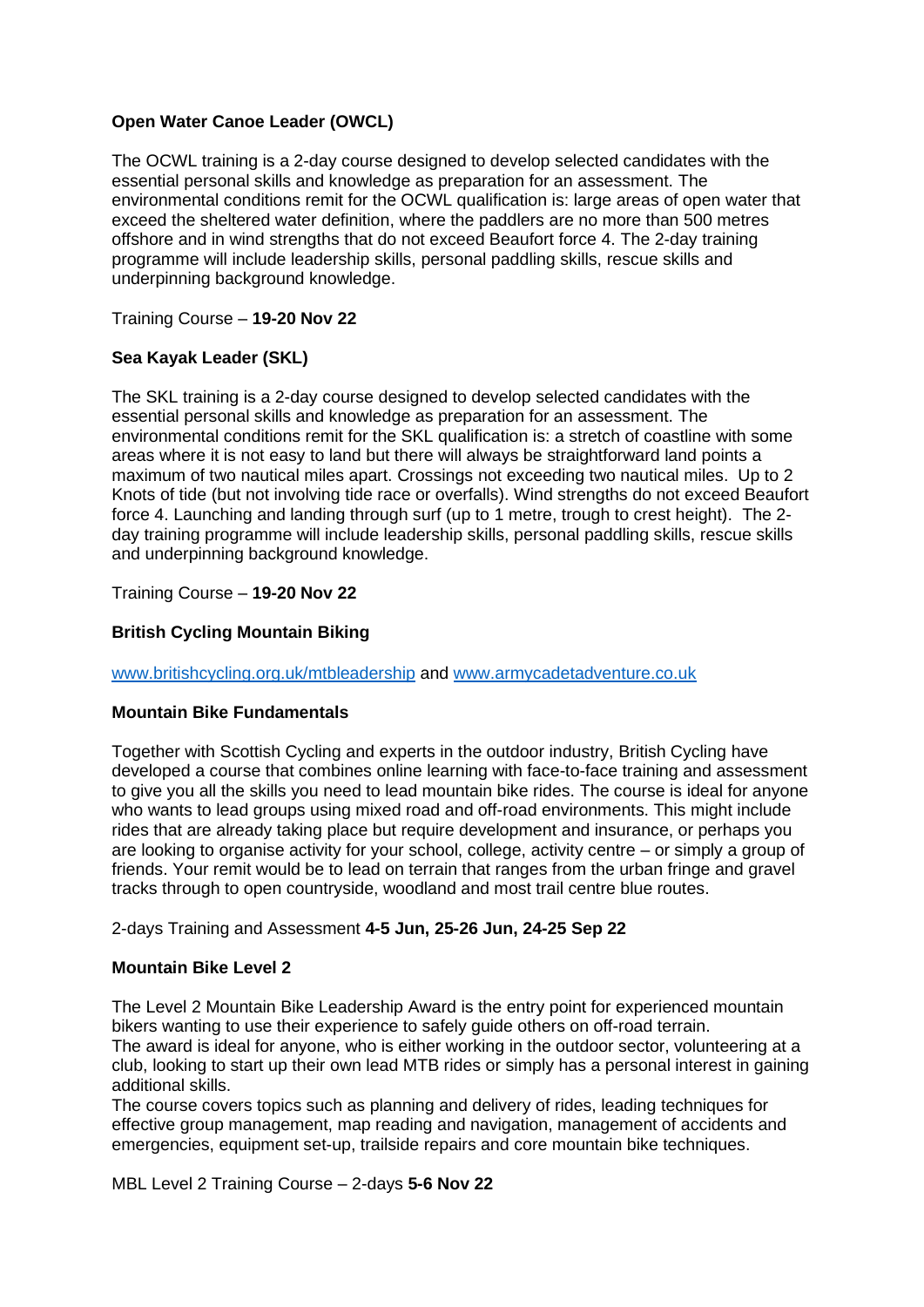**Open Water Canoe Leader (OWCL)**

The OCWL training is a 2-day course designed to develop selected candidates with the essential personal skills and knowledge as preparation for an assessment. The environmental conditions remit for the OCWL qualification is: large areas of open water that exceed the sheltered water definition, where the paddlers are no more than 500 metres offshore and in wind strengths that do not exceed Beaufort force 4. The 2-day training programme will include leadership skills, personal paddling skills, rescue skills and underpinning background knowledge.

Training Course – **19-20 Nov 22**

**Sea Kayak Leader (SKL)**

The SKL training is a 2-day course designed to develop selected candidates with the essential personal skills and knowledge as preparation for an assessment. The environmental conditions remit for the SKL qualification is: a stretch of coastline with some areas where it is not easy to land but there will always be straightforward land points a maximum of two nautical miles apart. Crossings not exceeding two nautical miles. Up to 2 Knots of tide (but not involving tide race or overfalls). Wind strengths do not exceed Beaufort force 4. Launching and landing through surf (up to 1 metre, trough to crest height). The 2-day training programme will include leadership skills, personal paddling skills, rescue skills and underpinning background knowledge.

Training Course – **19-20 Nov 22**

**British Cycling Mountain Biking**

[www.britishcycling.org.uk/mtbleadership](www.britishcycling.org.uk/mtbleadership) and [www.armycadetadventure.co.uk](www.armycadetadventure.co.uk)

**Mountain Bike Fundamentals**

Together with Scottish Cycling and experts in the outdoor industry, British Cycling have developed a course that combines online learning with face-to-face training and assessment to give you all the skills you need to lead mountain bike rides. The course is ideal for anyone who wants to lead groups using mixed road and off-road environments. This might include rides that are already taking place but require development and insurance, or perhaps you are looking to organise activity for your school, college, activity centre – or simply a group of friends. Your remit would be to lead on terrain that ranges from the urban fringe and gravel tracks through to open countryside, woodland and most trail centre blue routes.

2-days Training and Assessment **4-5 Jun, 25-26 Jun, 24-25 Sep 22**

**Mountain Bike Level 2**

The Level 2 Mountain Bike Leadership Award is the entry point for experienced mountain bikers wanting to use their experience to safely guide others on off-road terrain.
The award is ideal for anyone, who is either working in the outdoor sector, volunteering at a club, looking to start up their own lead MTB rides or simply has a personal interest in gaining additional skills.
The course covers topics such as planning and delivery of rides, leading techniques for effective group management, map reading and navigation, management of accidents and emergencies, equipment set-up, trailside repairs and core mountain bike techniques.

MBL Level 2 Training Course – 2-days **5-6 Nov 22**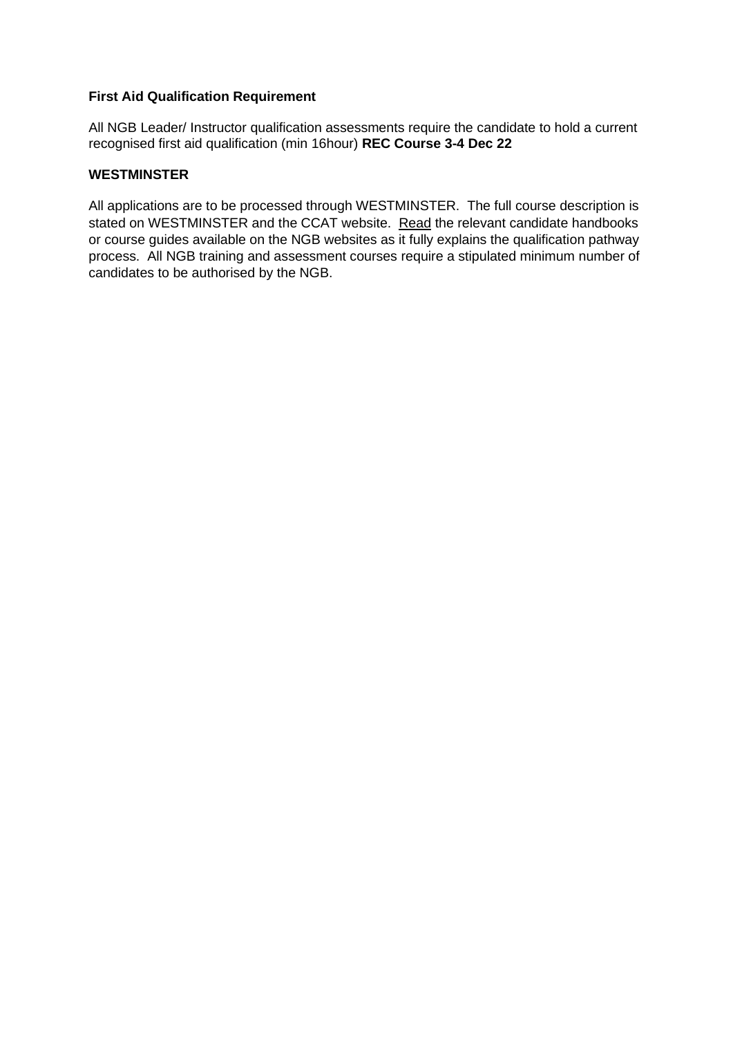**First Aid Qualification Requirement**

All NGB Leader/ Instructor qualification assessments require the candidate to hold a current recognised first aid qualification (min 16hour) **REC Course 3-4 Dec 22**

**WESTMINSTER**

All applications are to be processed through WESTMINSTER. The full course description is stated on WESTMINSTER and the CCAT website. Read the relevant candidate handbooks or course guides available on the NGB websites as it fully explains the qualification pathway process. All NGB training and assessment courses require a stipulated minimum number of candidates to be authorised by the NGB.